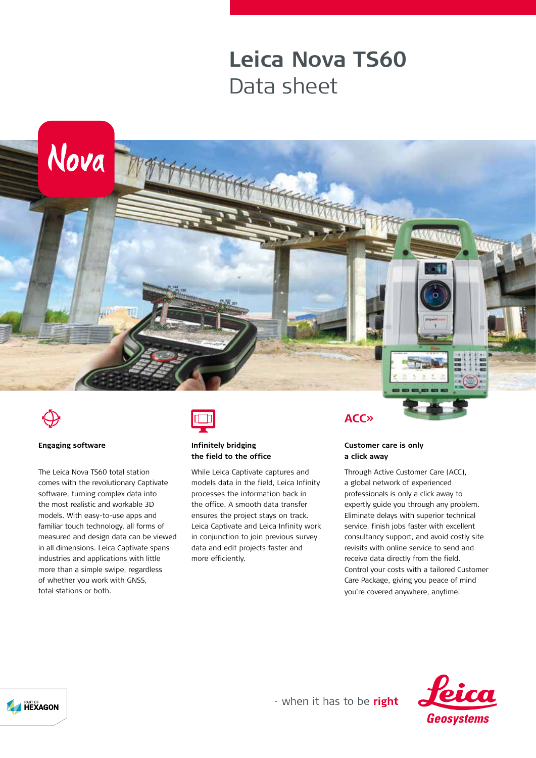# Leica Nova TS60

Data sheet

Nova

### Engaging software

The Leica Nova TS60 total station comes with the revolutionary Captivate software, turning complex data into the most realistic and workable 3D models. With easy-to-use apps and familiar touch technology, all forms of measured and design data can be viewed in all dimensions. Leica Captivate spans industries and applications with little more than a simple swipe, regardless of whether you work with GNSS, total stations or both.

### Infinitely bridging the field to the office

While Leica Captivate captures and models data in the field, Leica Infinity processes the information back in the office. A smooth data transfer ensures the project stays on track. Leica Captivate and Leica Infinity work in conjunction to join previous survey data and edit projects faster and more efficiently.

ACC»

### Customer care is only a click away

Through Active Customer Care (ACC), a global network of experienced professionals is only a click away to expertly guide you through any problem. Eliminate delays with superior technical service, finish jobs faster with excellent consultancy support, and avoid costly site revisits with online service to send and receive data directly from the field. Control your costs with a tailored Customer Care Package, giving you peace of mind you're covered anywhere, anytime.

PART OF HEXAGON

- when it has to be **right**

Leica Geosystems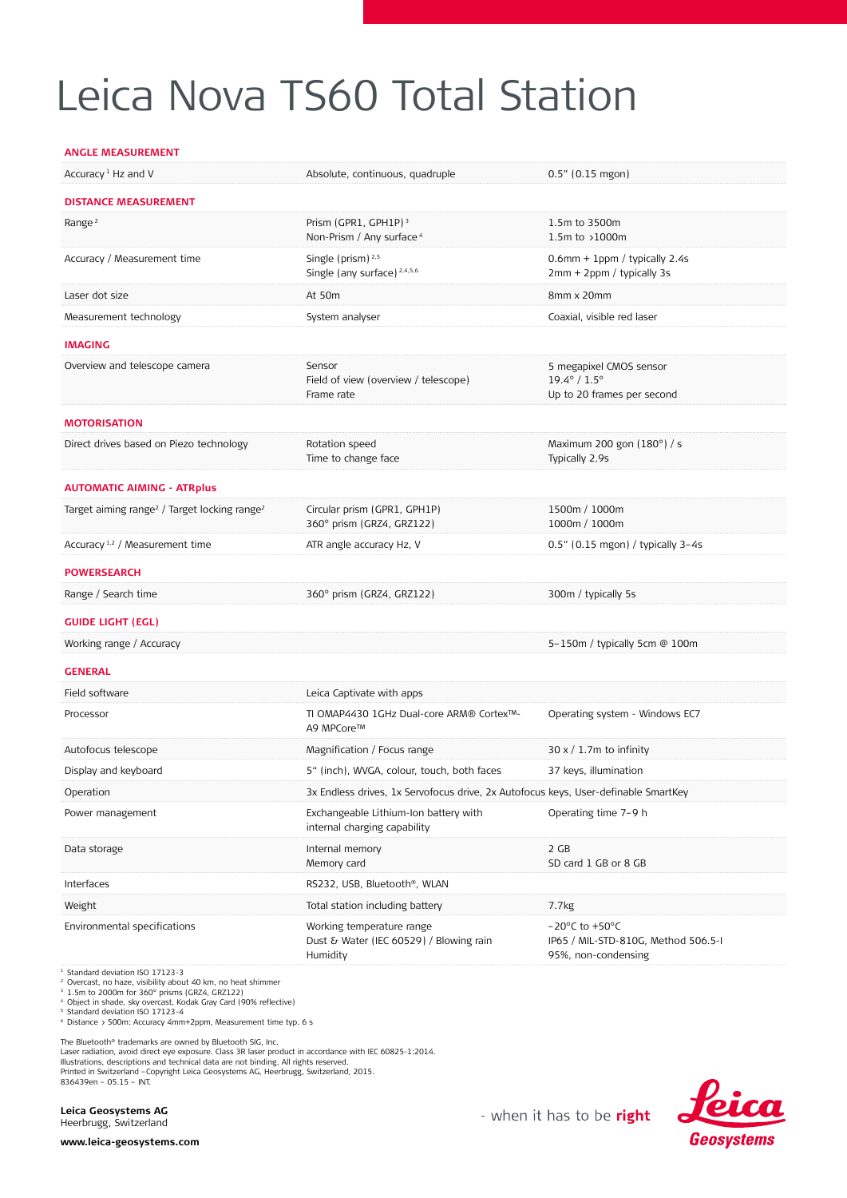# Leica Nova TS60 Total Station

| | | |
|---|---|---|
| **ANGLE MEASUREMENT** | | |
| Accuracy [1] Hz and V | Absolute, continuous, quadruple | 0.5" (0.15 mgon) |
| **DISTANCE MEASUREMENT** | | |
| Range [2] | Prism (GPR1, GPH1P) [3]<br>Non-Prism / Any surface [4] | 1.5m to 3500m<br>1.5m to >1000m |
| Accuracy / Measurement time | Single (prism) [2,5]<br>Single (any surface) [2,4,5,6] | 0.6mm + 1ppm / typically 2.4s<br>2mm + 2ppm / typically 3s |
| Laser dot size | At 50m | 8mm x 20mm |
| Measurement technology | System analyser | Coaxial, visible red laser |
| **IMAGING** | | |
| Overview and telescope camera | Sensor<br>Field of view (overview / telescope)<br>Frame rate | 5 megapixel CMOS sensor<br>19.4° / 1.5°<br>Up to 20 frames per second |
| **MOTORISATION** | | |
| Direct drives based on Piezo technology | Rotation speed<br>Time to change face | Maximum 200 gon (180°) / s<br>Typically 2.9s |
| **AUTOMATIC AIMING - ATRplus** | | |
| Target aiming range[2] / Target locking range[2] | Circular prism (GPR1, GPH1P)<br>360° prism (GRZ4, GRZ122) | 1500m / 1000m<br>1000m / 1000m |
| Accuracy [1,2] / Measurement time | ATR angle accuracy Hz, V | 0.5" (0.15 mgon) / typically 3–4s |
| **POWERSEARCH** | | |
| Range / Search time | 360° prism (GRZ4, GRZ122) | 300m / typically 5s |
| **GUIDE LIGHT (EGL)** | | |
| Working range / Accuracy | | 5–150m / typically 5cm @ 100m |
| **GENERAL** | | |
| Field software | Leica Captivate with apps | |
| Processor | TI OMAP4430 1GHz Dual-core ARM® Cortex™-A9 MPCore™ | Operating system - Windows EC7 |
| Autofocus telescope | Magnification / Focus range | 30 x / 1.7m to infinity |
| Display and keyboard | 5" (inch), WVGA, colour, touch, both faces | 37 keys, illumination |
| Operation | 3x Endless drives, 1x Servofocus drive, 2x Autofocus keys, User-definable SmartKey | |
| Power management | Exchangeable Lithium-Ion battery with internal charging capability | Operating time 7–9 h |
| Data storage | Internal memory<br>Memory card | 2 GB<br>SD card 1 GB or 8 GB |
| Interfaces | RS232, USB, Bluetooth®, WLAN | |
| Weight | Total station including battery | 7.7kg |
| Environmental specifications | Working temperature range<br>Dust & Water (IEC 60529) / Blowing rain<br>Humidity | –20°C to +50°C<br>IP65 / MIL-STD-810G, Method 506.5-I<br>95%, non-condensing |

[1] Standard deviation ISO 17123-3
[2] Overcast, no haze, visibility about 40 km, no heat shimmer
[3] 1.5m to 2000m for 360° prisms (GRZ4, GRZ122)
[4] Object in shade, sky overcast, Kodak Gray Card (90% reflective)
[5] Standard deviation ISO 17123-4
[6] Distance > 500m: Accuracy 4mm+2ppm, Measurement time typ. 6 s

The Bluetooth® trademarks are owned by Bluetooth SIG, Inc.
Laser radiation, avoid direct eye exposure. Class 3R laser product in accordance with IEC 60825-1:2014.
Illustrations, descriptions and technical data are not binding. All rights reserved.
Printed in Switzerland –Copyright Leica Geosystems AG, Heerbrugg, Switzerland, 2015.
836439en – 05.15 – INT.

**Leica Geosystems AG**
Heerbrugg, Switzerland

**www.leica-geosystems.com**

- when it has to be **right**

Leica Geosystems